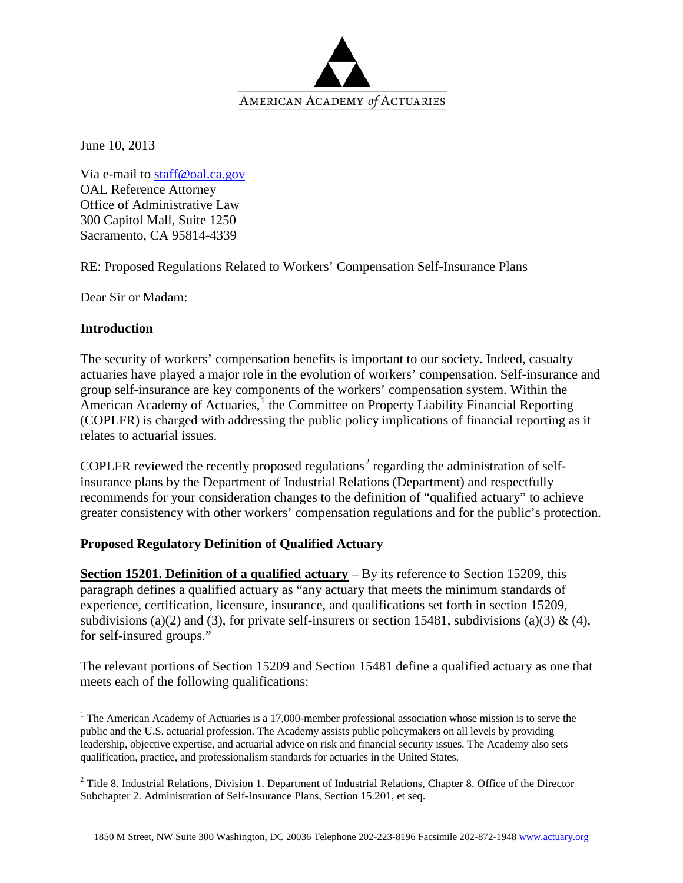AMERICAN ACADEMY *of* ACTUARIES

June 10, 2013

Via e-mail to staff@oal.ca.gov
OAL Reference Attorney
Office of Administrative Law
300 Capitol Mall, Suite 1250
Sacramento, CA 95814-4339

RE: Proposed Regulations Related to Workers' Compensation Self-Insurance Plans

Dear Sir or Madam:

## Introduction

The security of workers' compensation benefits is important to our society. Indeed, casualty actuaries have played a major role in the evolution of workers' compensation. Self-insurance and group self-insurance are key components of the workers' compensation system. Within the American Academy of Actuaries,[1] the Committee on Property Liability Financial Reporting (COPLFR) is charged with addressing the public policy implications of financial reporting as it relates to actuarial issues.

COPLFR reviewed the recently proposed regulations[2] regarding the administration of self-insurance plans by the Department of Industrial Relations (Department) and respectfully recommends for your consideration changes to the definition of "qualified actuary" to achieve greater consistency with other workers' compensation regulations and for the public's protection.

## Proposed Regulatory Definition of Qualified Actuary

**Section 15201. Definition of a qualified actuary** – By its reference to Section 15209, this paragraph defines a qualified actuary as "any actuary that meets the minimum standards of experience, certification, licensure, insurance, and qualifications set forth in section 15209, subdivisions (a)(2) and (3), for private self-insurers or section 15481, subdivisions (a)(3) & (4), for self-insured groups."

The relevant portions of Section 15209 and Section 15481 define a qualified actuary as one that meets each of the following qualifications:

---

[1] The American Academy of Actuaries is a 17,000-member professional association whose mission is to serve the public and the U.S. actuarial profession. The Academy assists public policymakers on all levels by providing leadership, objective expertise, and actuarial advice on risk and financial security issues. The Academy also sets qualification, practice, and professionalism standards for actuaries in the United States.

[2] Title 8. Industrial Relations, Division 1. Department of Industrial Relations, Chapter 8. Office of the Director Subchapter 2. Administration of Self-Insurance Plans, Section 15.201, et seq.

1850 M Street, NW Suite 300 Washington, DC 20036 Telephone 202-223-8196 Facsimile 202-872-1948 www.actuary.org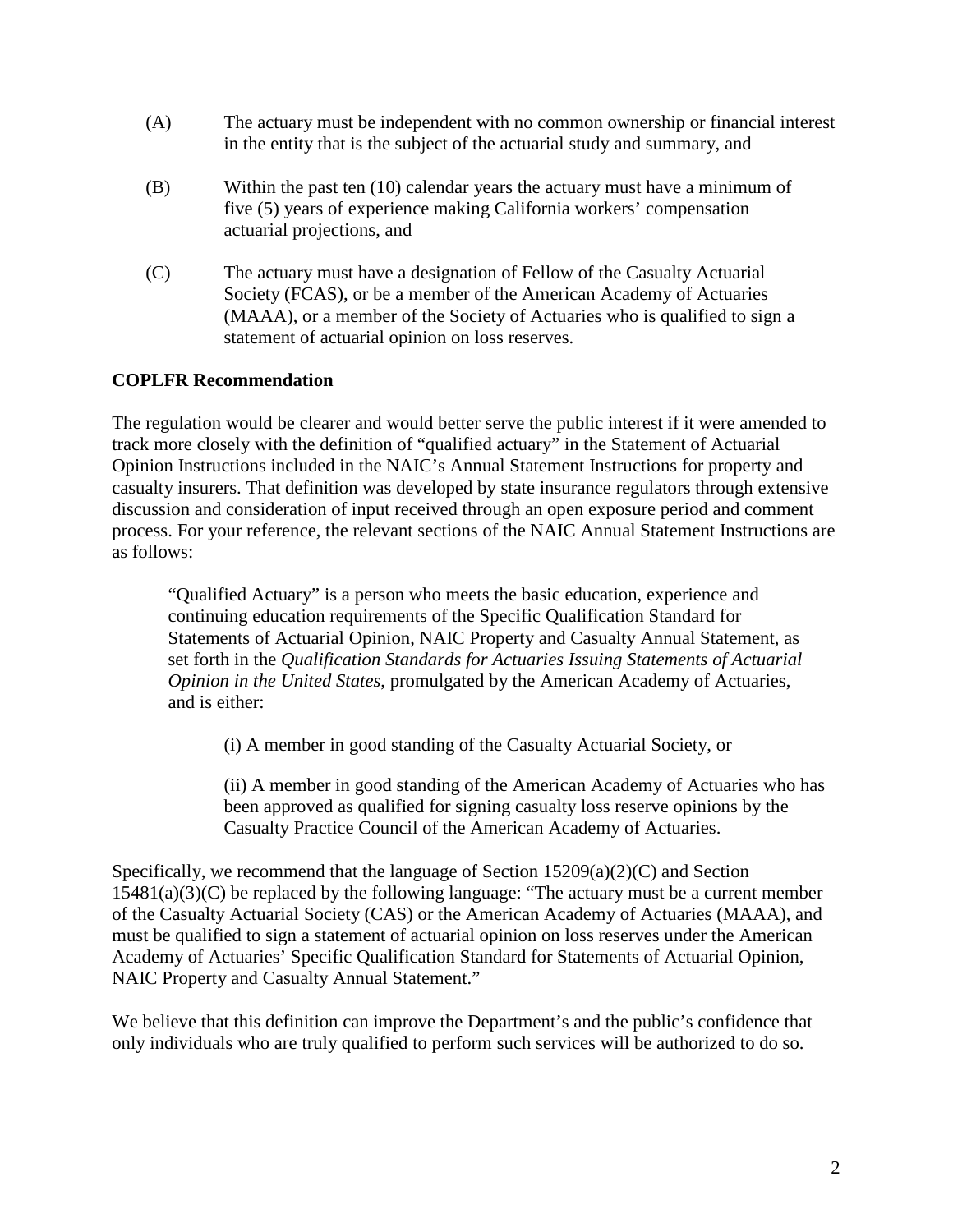(A) The actuary must be independent with no common ownership or financial interest in the entity that is the subject of the actuarial study and summary, and

(B) Within the past ten (10) calendar years the actuary must have a minimum of five (5) years of experience making California workers' compensation actuarial projections, and

(C) The actuary must have a designation of Fellow of the Casualty Actuarial Society (FCAS), or be a member of the American Academy of Actuaries (MAAA), or a member of the Society of Actuaries who is qualified to sign a statement of actuarial opinion on loss reserves.

**COPLFR Recommendation**

The regulation would be clearer and would better serve the public interest if it were amended to track more closely with the definition of "qualified actuary" in the Statement of Actuarial Opinion Instructions included in the NAIC's Annual Statement Instructions for property and casualty insurers. That definition was developed by state insurance regulators through extensive discussion and consideration of input received through an open exposure period and comment process. For your reference, the relevant sections of the NAIC Annual Statement Instructions are as follows:

> "Qualified Actuary" is a person who meets the basic education, experience and continuing education requirements of the Specific Qualification Standard for Statements of Actuarial Opinion, NAIC Property and Casualty Annual Statement, as set forth in the *Qualification Standards for Actuaries Issuing Statements of Actuarial Opinion in the United States*, promulgated by the American Academy of Actuaries, and is either:
>
> (i) A member in good standing of the Casualty Actuarial Society, or
>
> (ii) A member in good standing of the American Academy of Actuaries who has been approved as qualified for signing casualty loss reserve opinions by the Casualty Practice Council of the American Academy of Actuaries.

Specifically, we recommend that the language of Section 15209(a)(2)(C) and Section 15481(a)(3)(C) be replaced by the following language: "The actuary must be a current member of the Casualty Actuarial Society (CAS) or the American Academy of Actuaries (MAAA), and must be qualified to sign a statement of actuarial opinion on loss reserves under the American Academy of Actuaries' Specific Qualification Standard for Statements of Actuarial Opinion, NAIC Property and Casualty Annual Statement."

We believe that this definition can improve the Department's and the public's confidence that only individuals who are truly qualified to perform such services will be authorized to do so.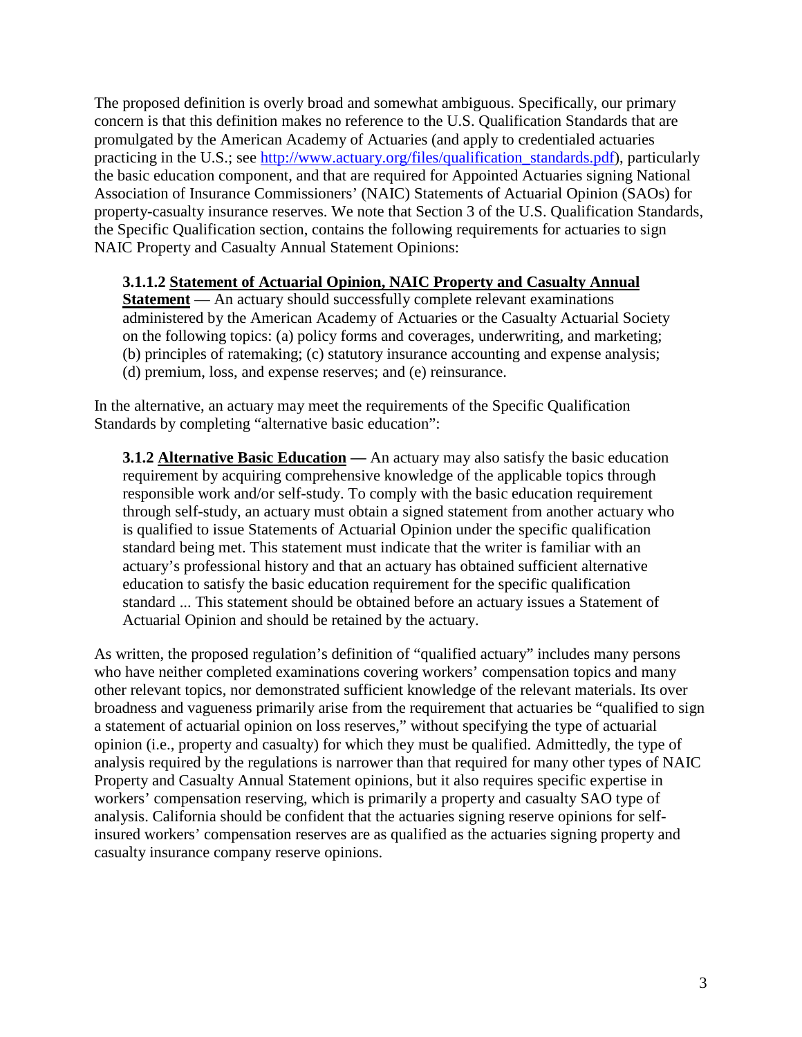The proposed definition is overly broad and somewhat ambiguous. Specifically, our primary concern is that this definition makes no reference to the U.S. Qualification Standards that are promulgated by the American Academy of Actuaries (and apply to credentialed actuaries practicing in the U.S.; see http://www.actuary.org/files/qualification_standards.pdf), particularly the basic education component, and that are required for Appointed Actuaries signing National Association of Insurance Commissioners' (NAIC) Statements of Actuarial Opinion (SAOs) for property-casualty insurance reserves. We note that Section 3 of the U.S. Qualification Standards, the Specific Qualification section, contains the following requirements for actuaries to sign NAIC Property and Casualty Annual Statement Opinions:

> **3.1.1.2 <u>Statement of Actuarial Opinion, NAIC Property and Casualty Annual Statement</u>** — An actuary should successfully complete relevant examinations administered by the American Academy of Actuaries or the Casualty Actuarial Society on the following topics: (a) policy forms and coverages, underwriting, and marketing; (b) principles of ratemaking; (c) statutory insurance accounting and expense analysis; (d) premium, loss, and expense reserves; and (e) reinsurance.

In the alternative, an actuary may meet the requirements of the Specific Qualification Standards by completing "alternative basic education":

> **3.1.2 <u>Alternative Basic Education</u> —** An actuary may also satisfy the basic education requirement by acquiring comprehensive knowledge of the applicable topics through responsible work and/or self-study. To comply with the basic education requirement through self-study, an actuary must obtain a signed statement from another actuary who is qualified to issue Statements of Actuarial Opinion under the specific qualification standard being met. This statement must indicate that the writer is familiar with an actuary's professional history and that an actuary has obtained sufficient alternative education to satisfy the basic education requirement for the specific qualification standard ... This statement should be obtained before an actuary issues a Statement of Actuarial Opinion and should be retained by the actuary.

As written, the proposed regulation's definition of "qualified actuary" includes many persons who have neither completed examinations covering workers' compensation topics and many other relevant topics, nor demonstrated sufficient knowledge of the relevant materials. Its over broadness and vagueness primarily arise from the requirement that actuaries be "qualified to sign a statement of actuarial opinion on loss reserves," without specifying the type of actuarial opinion (i.e., property and casualty) for which they must be qualified. Admittedly, the type of analysis required by the regulations is narrower than that required for many other types of NAIC Property and Casualty Annual Statement opinions, but it also requires specific expertise in workers' compensation reserving, which is primarily a property and casualty SAO type of analysis. California should be confident that the actuaries signing reserve opinions for self-insured workers' compensation reserves are as qualified as the actuaries signing property and casualty insurance company reserve opinions.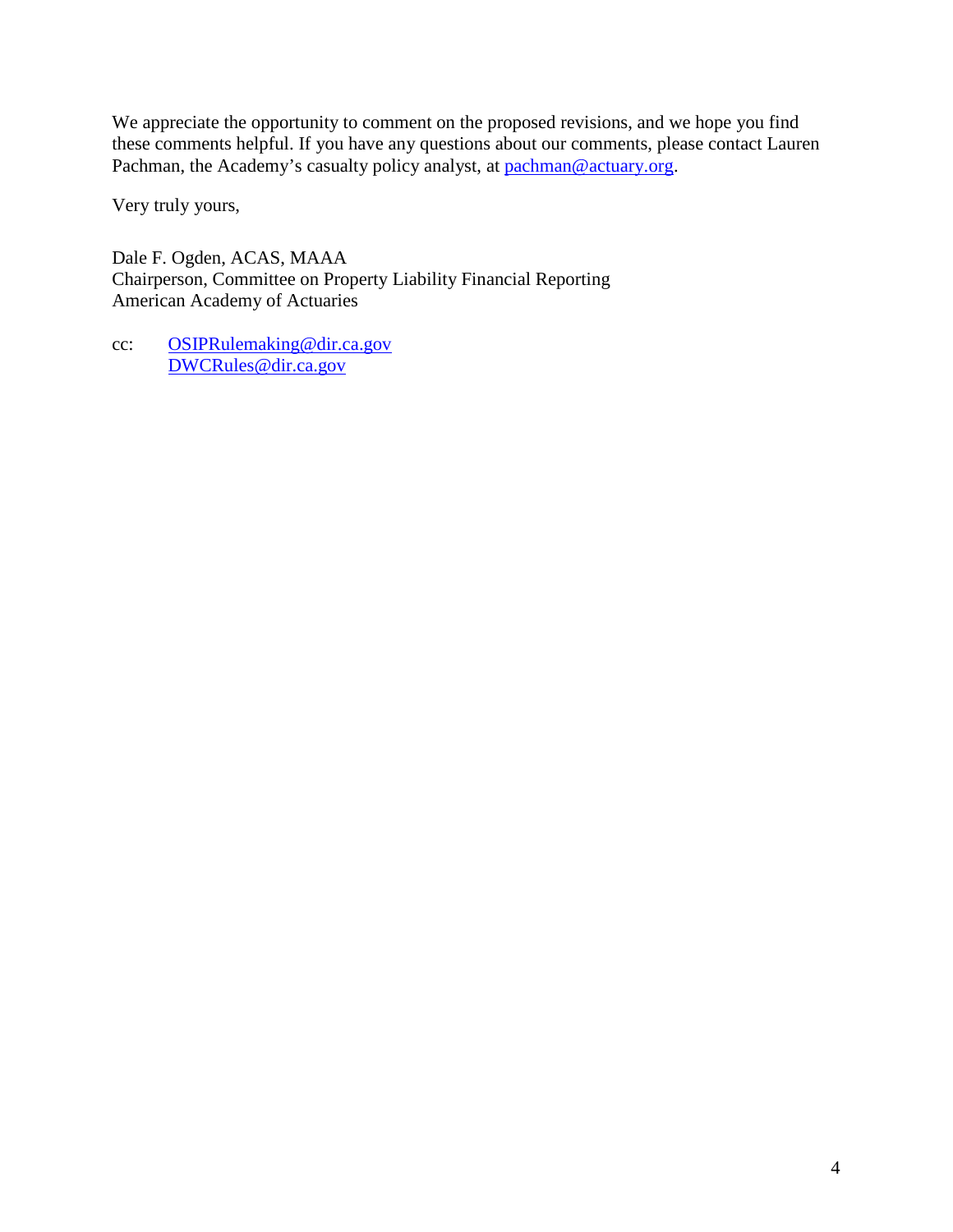We appreciate the opportunity to comment on the proposed revisions, and we hope you find these comments helpful. If you have any questions about our comments, please contact Lauren Pachman, the Academy's casualty policy analyst, at pachman@actuary.org.

Very truly yours,

Dale F. Ogden, ACAS, MAAA
Chairperson, Committee on Property Liability Financial Reporting
American Academy of Actuaries

cc: OSIPRulemaking@dir.ca.gov
DWCRules@dir.ca.gov